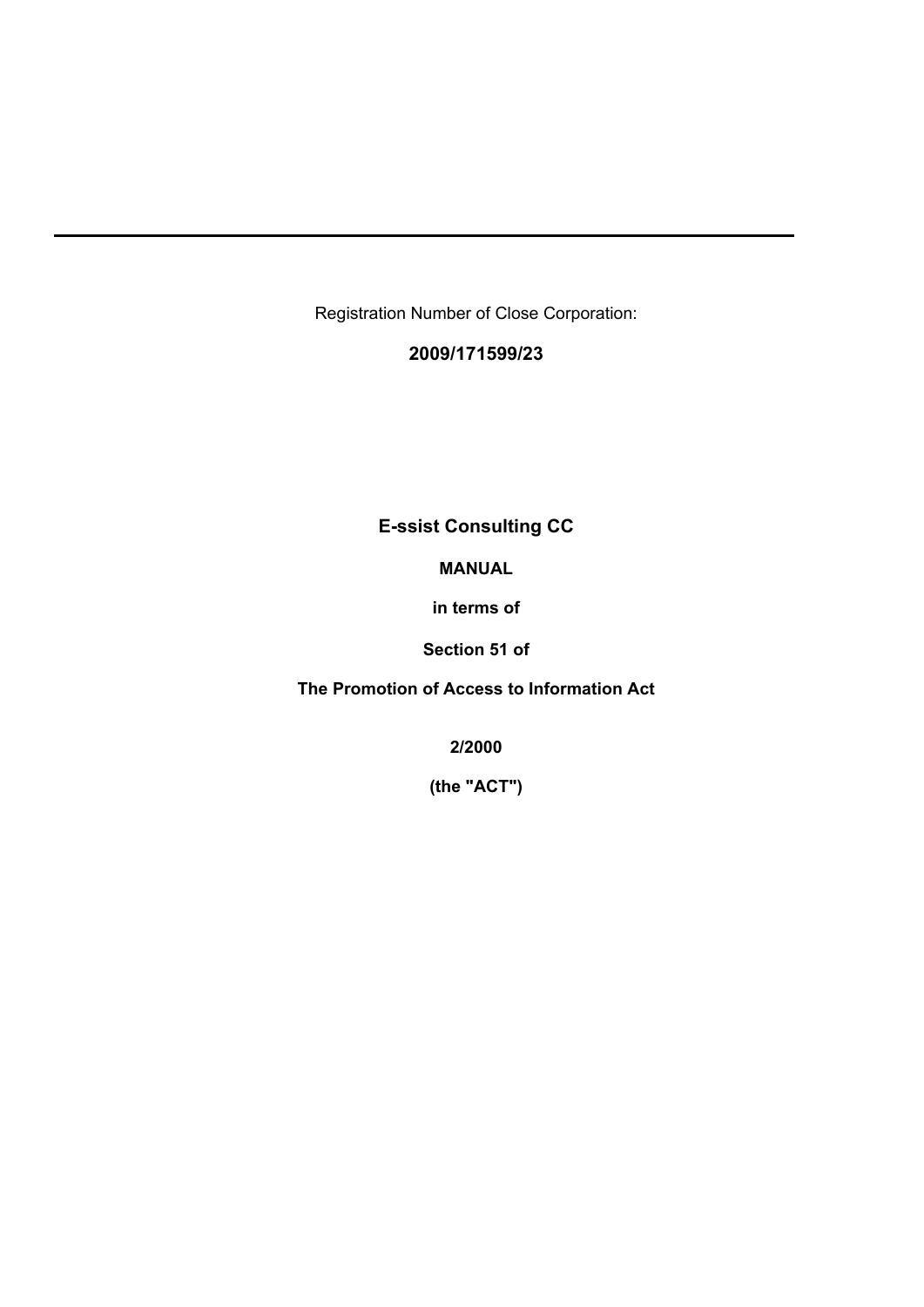---

Registration Number of Close Corporation:

**2009/171599/23**

**E-ssist Consulting CC**

**MANUAL**

**in terms of**

**Section 51 of**

**The Promotion of Access to Information Act**

**2/2000**

**(the "ACT")**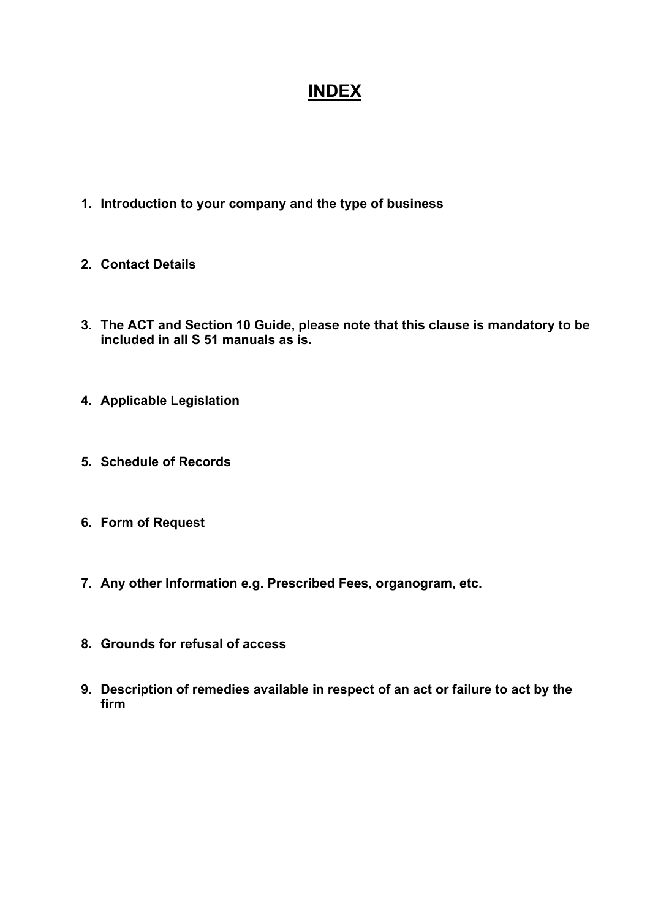# INDEX

1. **Introduction to your company and the type of business**

2. **Contact Details**

3. **The ACT and Section 10 Guide, please note that this clause is mandatory to be included in all S 51 manuals as is.**

4. **Applicable Legislation**

5. **Schedule of Records**

6. **Form of Request**

7. **Any other Information e.g. Prescribed Fees, organogram, etc.**

8. **Grounds for refusal of access**

9. **Description of remedies available in respect of an act or failure to act by the firm**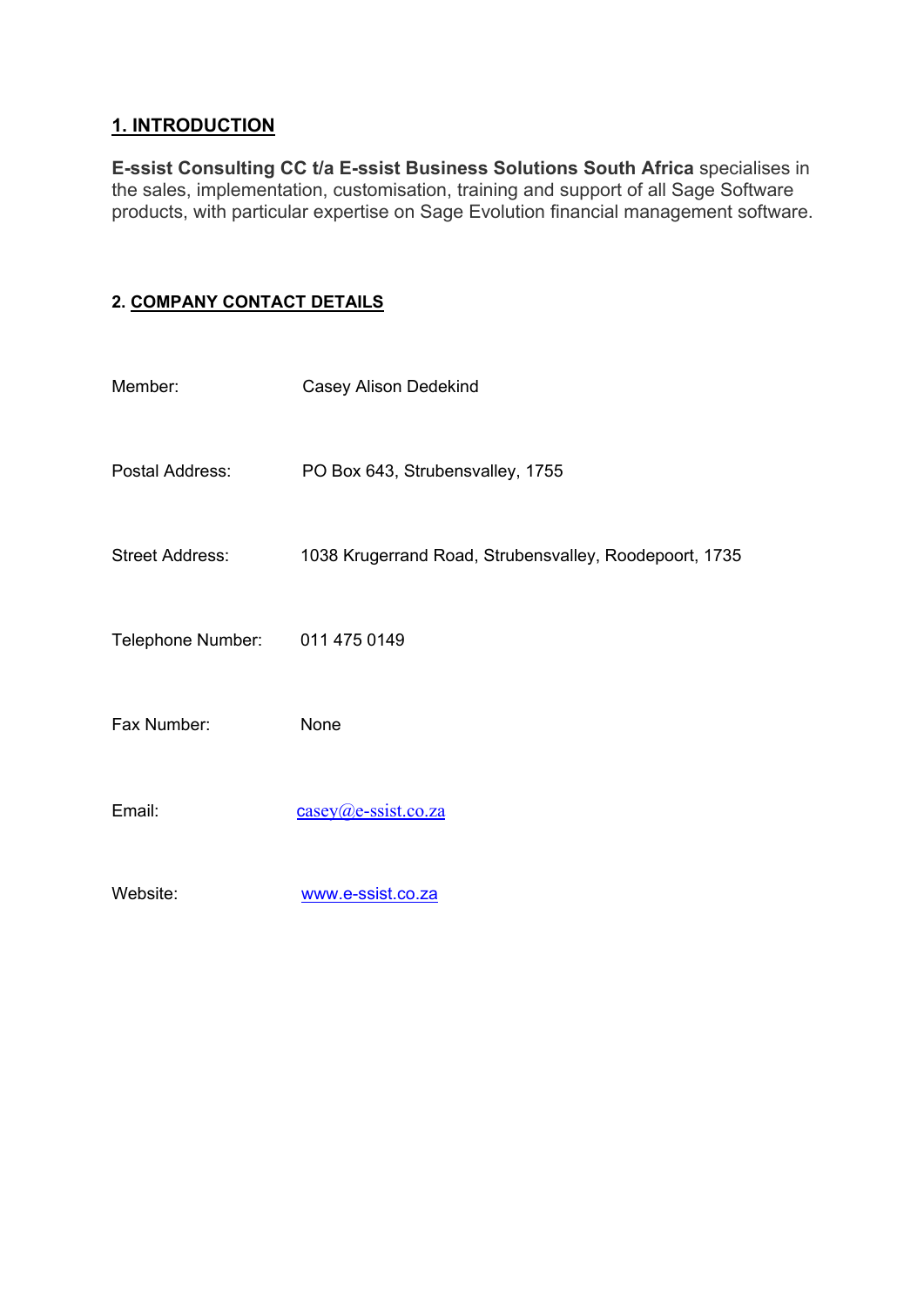## 1. INTRODUCTION

**E-ssist Consulting CC t/a E-ssist Business Solutions South Africa** specialises in the sales, implementation, customisation, training and support of all Sage Software products, with particular expertise on Sage Evolution financial management software.

## 2. COMPANY CONTACT DETAILS

| | |
|---|---|
| Member: | Casey Alison Dedekind |
| Postal Address: | PO Box 643, Strubensvalley, 1755 |
| Street Address: | 1038 Krugerrand Road, Strubensvalley, Roodepoort, 1735 |
| Telephone Number: | 011 475 0149 |
| Fax Number: | None |
| Email: | casey@e-ssist.co.za |
| Website: | www.e-ssist.co.za |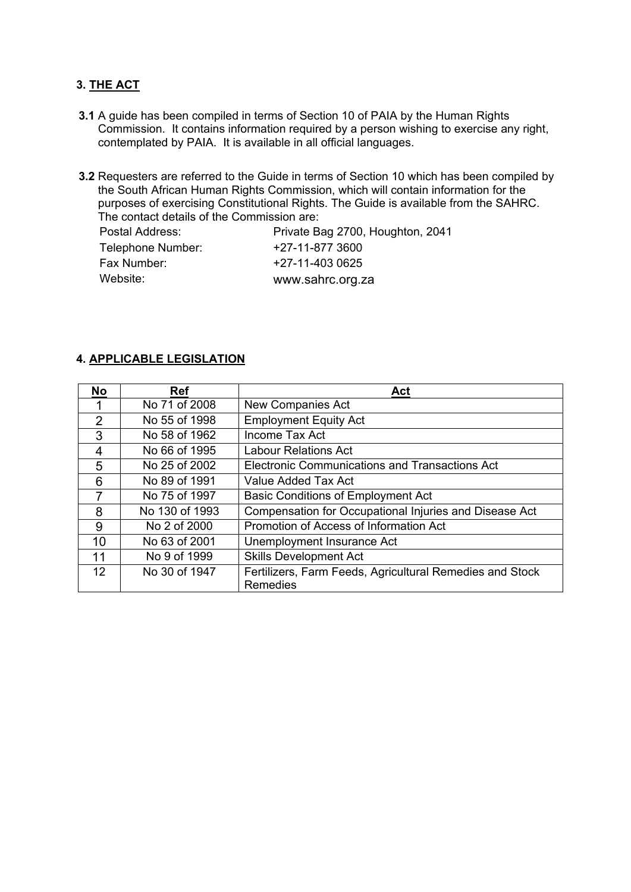## 3. THE ACT

**3.1** A guide has been compiled in terms of Section 10 of PAIA by the Human Rights Commission. It contains information required by a person wishing to exercise any right, contemplated by PAIA. It is available in all official languages.

**3.2** Requesters are referred to the Guide in terms of Section 10 which has been compiled by the South African Human Rights Commission, which will contain information for the purposes of exercising Constitutional Rights. The Guide is available from the SAHRC. The contact details of the Commission are:

| | |
|---|---|
| Postal Address: | Private Bag 2700, Houghton, 2041 |
| Telephone Number: | +27-11-877 3600 |
| Fax Number: | +27-11-403 0625 |
| Website: | www.sahrc.org.za |

## 4. APPLICABLE LEGISLATION

| No | Ref | Act |
|---|---|---|
| 1 | No 71 of 2008 | New Companies Act |
| 2 | No 55 of 1998 | Employment Equity Act |
| 3 | No 58 of 1962 | Income Tax Act |
| 4 | No 66 of 1995 | Labour Relations Act |
| 5 | No 25 of 2002 | Electronic Communications and Transactions Act |
| 6 | No 89 of 1991 | Value Added Tax Act |
| 7 | No 75 of 1997 | Basic Conditions of Employment Act |
| 8 | No 130 of 1993 | Compensation for Occupational Injuries and Disease Act |
| 9 | No 2 of 2000 | Promotion of Access of Information Act |
| 10 | No 63 of 2001 | Unemployment Insurance Act |
| 11 | No 9 of 1999 | Skills Development Act |
| 12 | No 30 of 1947 | Fertilizers, Farm Feeds, Agricultural Remedies and Stock Remedies |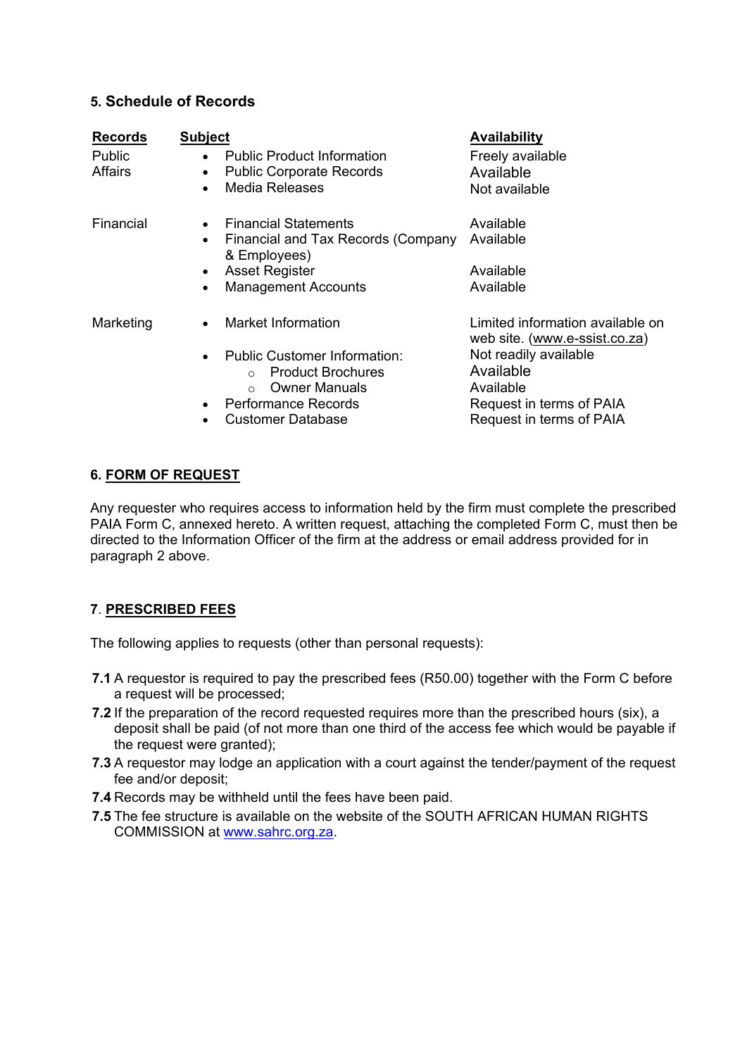## 5. Schedule of Records

| Records | Subject | Availability |
|---|---|---|
| Public Affairs | • Public Product Information | Freely available |
| | • Public Corporate Records | Available |
| | • Media Releases | Not available |
| Financial | • Financial Statements | Available |
| | • Financial and Tax Records (Company & Employees) | Available |
| | • Asset Register | Available |
| | • Management Accounts | Available |
| Marketing | • Market Information | Limited information available on web site. (www.e-ssist.co.za) |
| | • Public Customer Information: | Not readily available |
| | ○ Product Brochures | Available |
| | ○ Owner Manuals | Available |
| | • Performance Records | Request in terms of PAIA |
| | • Customer Database | Request in terms of PAIA |

## 6. FORM OF REQUEST

Any requester who requires access to information held by the firm must complete the prescribed PAIA Form C, annexed hereto. A written request, attaching the completed Form C, must then be directed to the Information Officer of the firm at the address or email address provided for in paragraph 2 above.

## 7. PRESCRIBED FEES

The following applies to requests (other than personal requests):

**7.1** A requestor is required to pay the prescribed fees (R50.00) together with the Form C before a request will be processed;

**7.2** If the preparation of the record requested requires more than the prescribed hours (six), a deposit shall be paid (of not more than one third of the access fee which would be payable if the request were granted);

**7.3** A requestor may lodge an application with a court against the tender/payment of the request fee and/or deposit;

**7.4** Records may be withheld until the fees have been paid.

**7.5** The fee structure is available on the website of the SOUTH AFRICAN HUMAN RIGHTS COMMISSION at www.sahrc.org.za.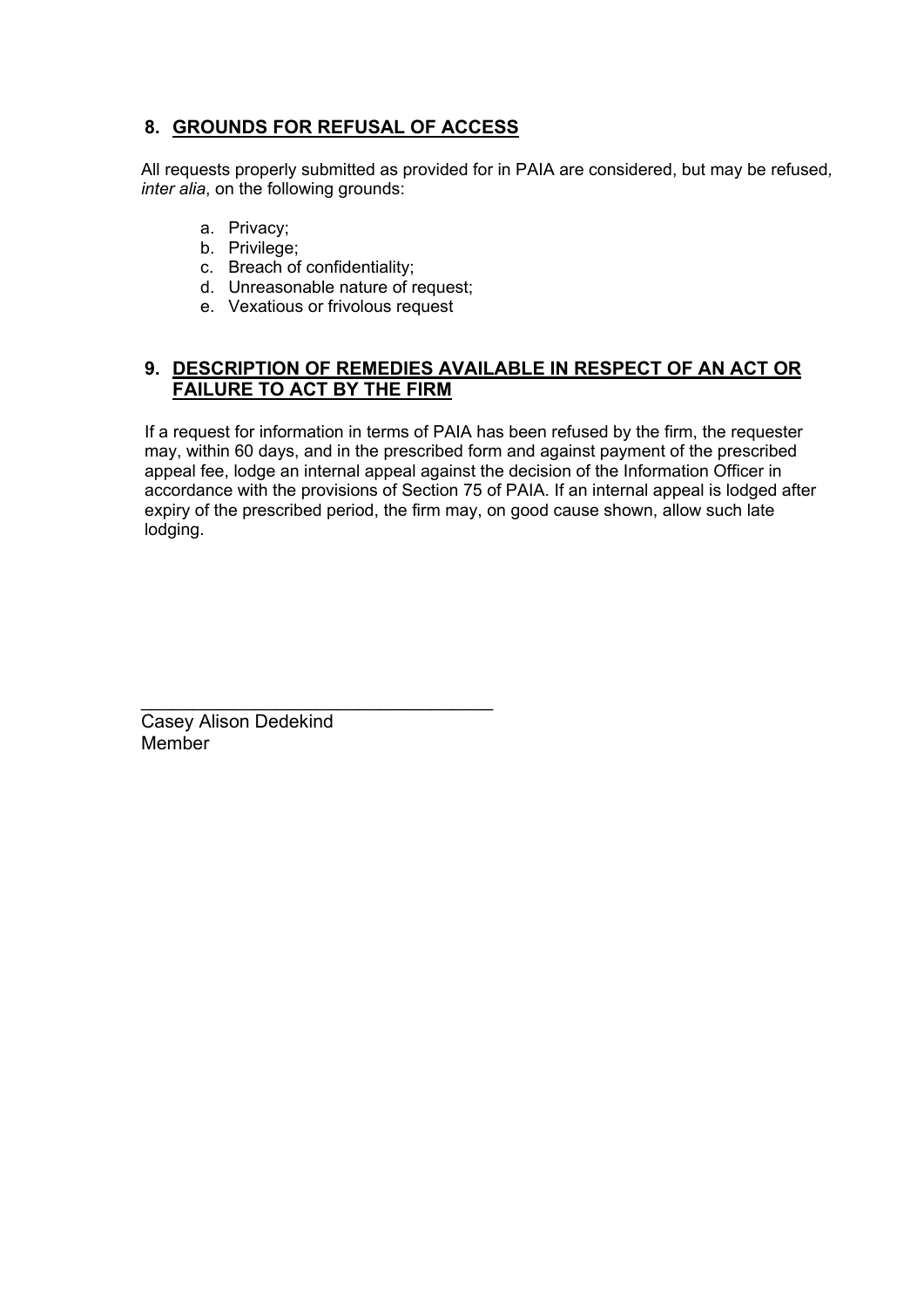## 8. GROUNDS FOR REFUSAL OF ACCESS

All requests properly submitted as provided for in PAIA are considered, but may be refused, *inter alia*, on the following grounds:

a. Privacy;
b. Privilege;
c. Breach of confidentiality;
d. Unreasonable nature of request;
e. Vexatious or frivolous request

## 9. DESCRIPTION OF REMEDIES AVAILABLE IN RESPECT OF AN ACT OR FAILURE TO ACT BY THE FIRM

If a request for information in terms of PAIA has been refused by the firm, the requester may, within 60 days, and in the prescribed form and against payment of the prescribed appeal fee, lodge an internal appeal against the decision of the Information Officer in accordance with the provisions of Section 75 of PAIA. If an internal appeal is lodged after expiry of the prescribed period, the firm may, on good cause shown, allow such late lodging.

___________________________________
Casey Alison Dedekind
Member